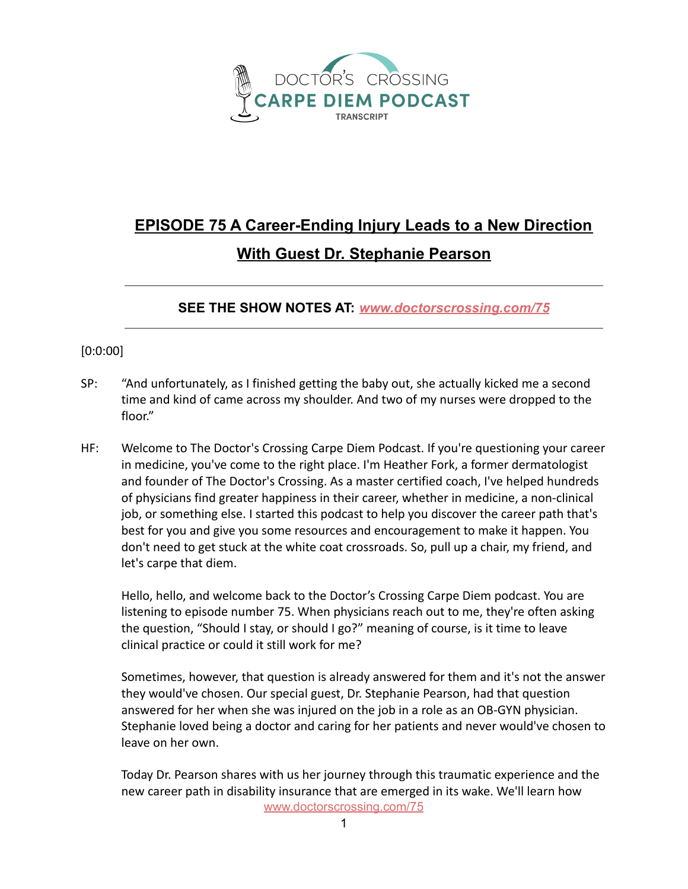DOCTOR'S CROSSING
CARPE DIEM PODCAST
TRANSCRIPT

# EPISODE 75 A Career-Ending Injury Leads to a New Direction With Guest Dr. Stephanie Pearson

**SEE THE SHOW NOTES AT: *www.doctorscrossing.com/75***

[0:0:00]

SP: "And unfortunately, as I finished getting the baby out, she actually kicked me a second time and kind of came across my shoulder. And two of my nurses were dropped to the floor."

HF: Welcome to The Doctor's Crossing Carpe Diem Podcast. If you're questioning your career in medicine, you've come to the right place. I'm Heather Fork, a former dermatologist and founder of The Doctor's Crossing. As a master certified coach, I've helped hundreds of physicians find greater happiness in their career, whether in medicine, a non-clinical job, or something else. I started this podcast to help you discover the career path that's best for you and give you some resources and encouragement to make it happen. You don't need to get stuck at the white coat crossroads. So, pull up a chair, my friend, and let's carpe that diem.

Hello, hello, and welcome back to the Doctor's Crossing Carpe Diem podcast. You are listening to episode number 75. When physicians reach out to me, they're often asking the question, "Should I stay, or should I go?" meaning of course, is it time to leave clinical practice or could it still work for me?

Sometimes, however, that question is already answered for them and it's not the answer they would've chosen. Our special guest, Dr. Stephanie Pearson, had that question answered for her when she was injured on the job in a role as an OB-GYN physician. Stephanie loved being a doctor and caring for her patients and never would've chosen to leave on her own.

Today Dr. Pearson shares with us her journey through this traumatic experience and the new career path in disability insurance that are emerged in its wake. We'll learn how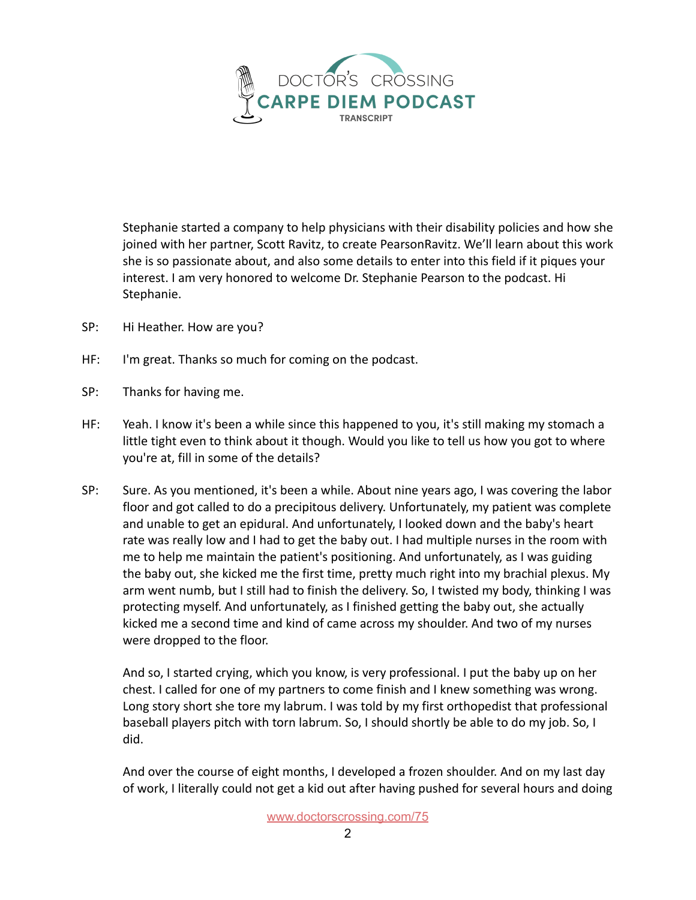Stephanie started a company to help physicians with their disability policies and how she joined with her partner, Scott Ravitz, to create PearsonRavitz. We'll learn about this work she is so passionate about, and also some details to enter into this field if it piques your interest. I am very honored to welcome Dr. Stephanie Pearson to the podcast. Hi Stephanie.

SP: Hi Heather. How are you?

HF: I'm great. Thanks so much for coming on the podcast.

SP: Thanks for having me.

HF: Yeah. I know it's been a while since this happened to you, it's still making my stomach a little tight even to think about it though. Would you like to tell us how you got to where you're at, fill in some of the details?

SP: Sure. As you mentioned, it's been a while. About nine years ago, I was covering the labor floor and got called to do a precipitous delivery. Unfortunately, my patient was complete and unable to get an epidural. And unfortunately, I looked down and the baby's heart rate was really low and I had to get the baby out. I had multiple nurses in the room with me to help me maintain the patient's positioning. And unfortunately, as I was guiding the baby out, she kicked me the first time, pretty much right into my brachial plexus. My arm went numb, but I still had to finish the delivery. So, I twisted my body, thinking I was protecting myself. And unfortunately, as I finished getting the baby out, she actually kicked me a second time and kind of came across my shoulder. And two of my nurses were dropped to the floor.

And so, I started crying, which you know, is very professional. I put the baby up on her chest. I called for one of my partners to come finish and I knew something was wrong. Long story short she tore my labrum. I was told by my first orthopedist that professional baseball players pitch with torn labrum. So, I should shortly be able to do my job. So, I did.

And over the course of eight months, I developed a frozen shoulder. And on my last day of work, I literally could not get a kid out after having pushed for several hours and doing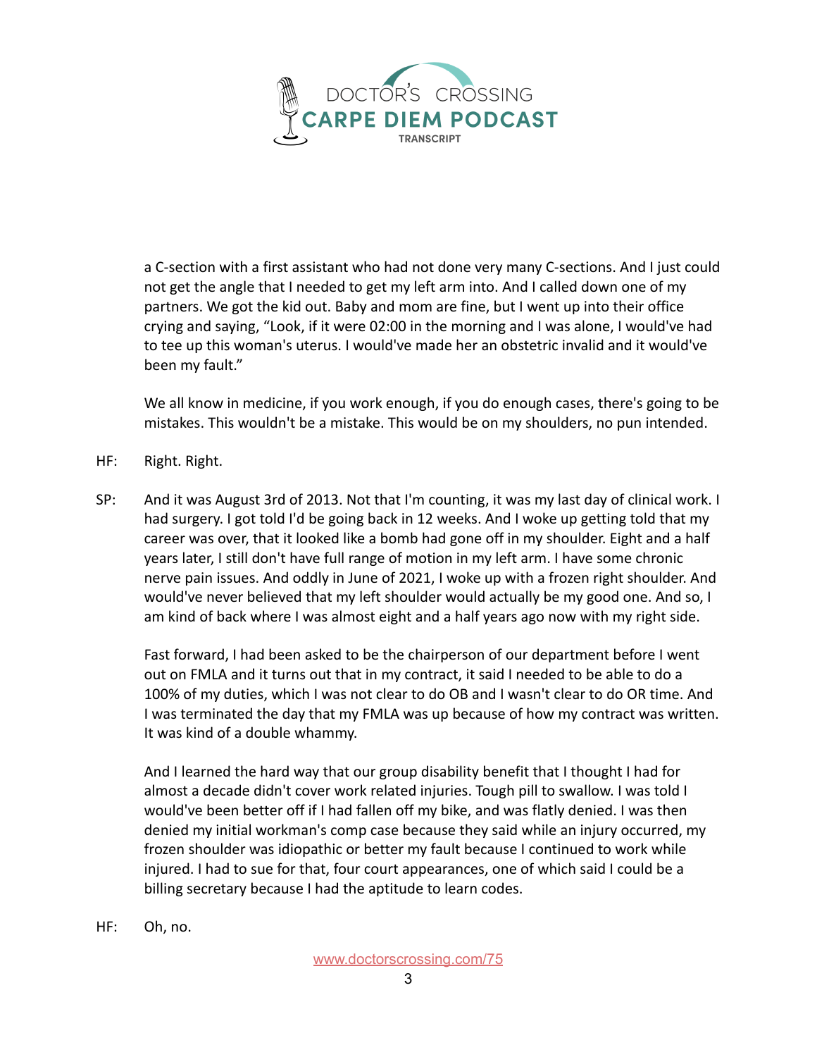a C-section with a first assistant who had not done very many C-sections. And I just could not get the angle that I needed to get my left arm into. And I called down one of my partners. We got the kid out. Baby and mom are fine, but I went up into their office crying and saying, "Look, if it were 02:00 in the morning and I was alone, I would've had to tee up this woman's uterus. I would've made her an obstetric invalid and it would've been my fault."

We all know in medicine, if you work enough, if you do enough cases, there's going to be mistakes. This wouldn't be a mistake. This would be on my shoulders, no pun intended.

HF: Right. Right.

SP: And it was August 3rd of 2013. Not that I'm counting, it was my last day of clinical work. I had surgery. I got told I'd be going back in 12 weeks. And I woke up getting told that my career was over, that it looked like a bomb had gone off in my shoulder. Eight and a half years later, I still don't have full range of motion in my left arm. I have some chronic nerve pain issues. And oddly in June of 2021, I woke up with a frozen right shoulder. And would've never believed that my left shoulder would actually be my good one. And so, I am kind of back where I was almost eight and a half years ago now with my right side.

Fast forward, I had been asked to be the chairperson of our department before I went out on FMLA and it turns out that in my contract, it said I needed to be able to do a 100% of my duties, which I was not clear to do OB and I wasn't clear to do OR time. And I was terminated the day that my FMLA was up because of how my contract was written. It was kind of a double whammy.

And I learned the hard way that our group disability benefit that I thought I had for almost a decade didn't cover work related injuries. Tough pill to swallow. I was told I would've been better off if I had fallen off my bike, and was flatly denied. I was then denied my initial workman's comp case because they said while an injury occurred, my frozen shoulder was idiopathic or better my fault because I continued to work while injured. I had to sue for that, four court appearances, one of which said I could be a billing secretary because I had the aptitude to learn codes.

HF: Oh, no.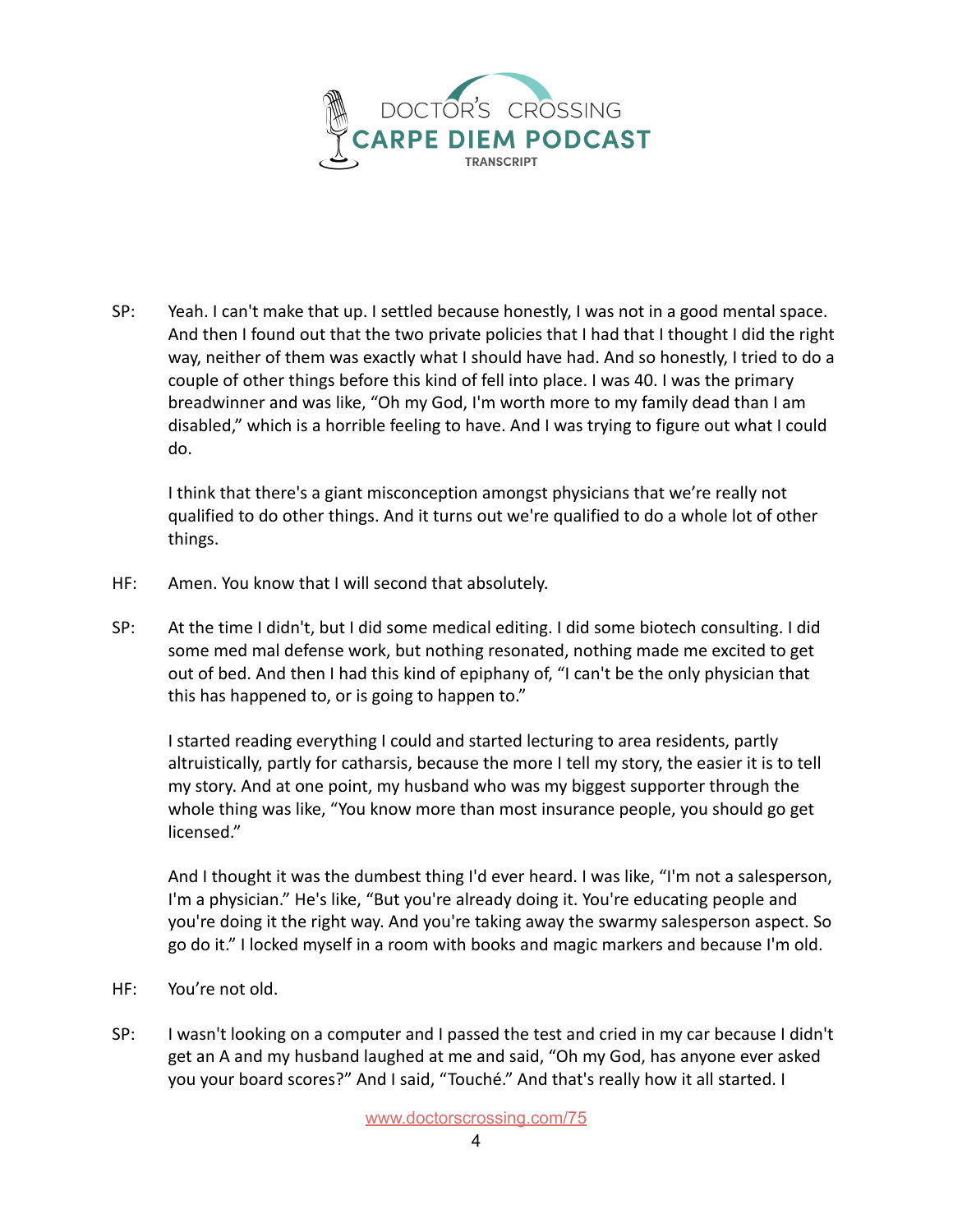SP: Yeah. I can't make that up. I settled because honestly, I was not in a good mental space. And then I found out that the two private policies that I had that I thought I did the right way, neither of them was exactly what I should have had. And so honestly, I tried to do a couple of other things before this kind of fell into place. I was 40. I was the primary breadwinner and was like, "Oh my God, I'm worth more to my family dead than I am disabled," which is a horrible feeling to have. And I was trying to figure out what I could do.

I think that there's a giant misconception amongst physicians that we're really not qualified to do other things. And it turns out we're qualified to do a whole lot of other things.

HF: Amen. You know that I will second that absolutely.

SP: At the time I didn't, but I did some medical editing. I did some biotech consulting. I did some med mal defense work, but nothing resonated, nothing made me excited to get out of bed. And then I had this kind of epiphany of, "I can't be the only physician that this has happened to, or is going to happen to."

I started reading everything I could and started lecturing to area residents, partly altruistically, partly for catharsis, because the more I tell my story, the easier it is to tell my story. And at one point, my husband who was my biggest supporter through the whole thing was like, "You know more than most insurance people, you should go get licensed."

And I thought it was the dumbest thing I'd ever heard. I was like, "I'm not a salesperson, I'm a physician." He's like, "But you're already doing it. You're educating people and you're doing it the right way. And you're taking away the swarmy salesperson aspect. So go do it." I locked myself in a room with books and magic markers and because I'm old.

HF: You're not old.

SP: I wasn't looking on a computer and I passed the test and cried in my car because I didn't get an A and my husband laughed at me and said, "Oh my God, has anyone ever asked you your board scores?" And I said, "Touché." And that's really how it all started. I

www.doctorscrossing.com/75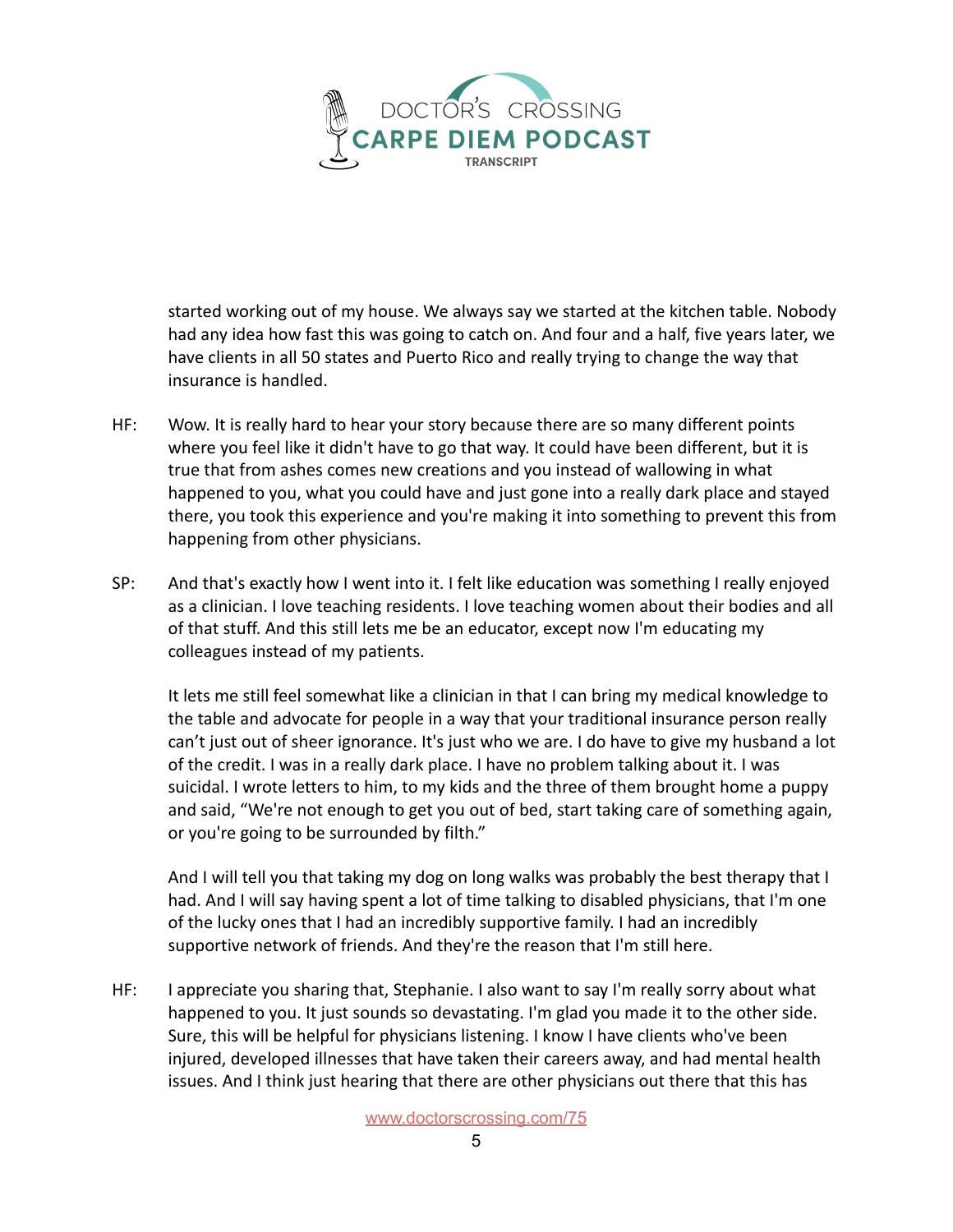started working out of my house. We always say we started at the kitchen table. Nobody had any idea how fast this was going to catch on. And four and a half, five years later, we have clients in all 50 states and Puerto Rico and really trying to change the way that insurance is handled.

HF: Wow. It is really hard to hear your story because there are so many different points where you feel like it didn't have to go that way. It could have been different, but it is true that from ashes comes new creations and you instead of wallowing in what happened to you, what you could have and just gone into a really dark place and stayed there, you took this experience and you're making it into something to prevent this from happening from other physicians.

SP: And that's exactly how I went into it. I felt like education was something I really enjoyed as a clinician. I love teaching residents. I love teaching women about their bodies and all of that stuff. And this still lets me be an educator, except now I'm educating my colleagues instead of my patients.

It lets me still feel somewhat like a clinician in that I can bring my medical knowledge to the table and advocate for people in a way that your traditional insurance person really can't just out of sheer ignorance. It's just who we are. I do have to give my husband a lot of the credit. I was in a really dark place. I have no problem talking about it. I was suicidal. I wrote letters to him, to my kids and the three of them brought home a puppy and said, "We're not enough to get you out of bed, start taking care of something again, or you're going to be surrounded by filth."

And I will tell you that taking my dog on long walks was probably the best therapy that I had. And I will say having spent a lot of time talking to disabled physicians, that I'm one of the lucky ones that I had an incredibly supportive family. I had an incredibly supportive network of friends. And they're the reason that I'm still here.

HF: I appreciate you sharing that, Stephanie. I also want to say I'm really sorry about what happened to you. It just sounds so devastating. I'm glad you made it to the other side. Sure, this will be helpful for physicians listening. I know I have clients who've been injured, developed illnesses that have taken their careers away, and had mental health issues. And I think just hearing that there are other physicians out there that this has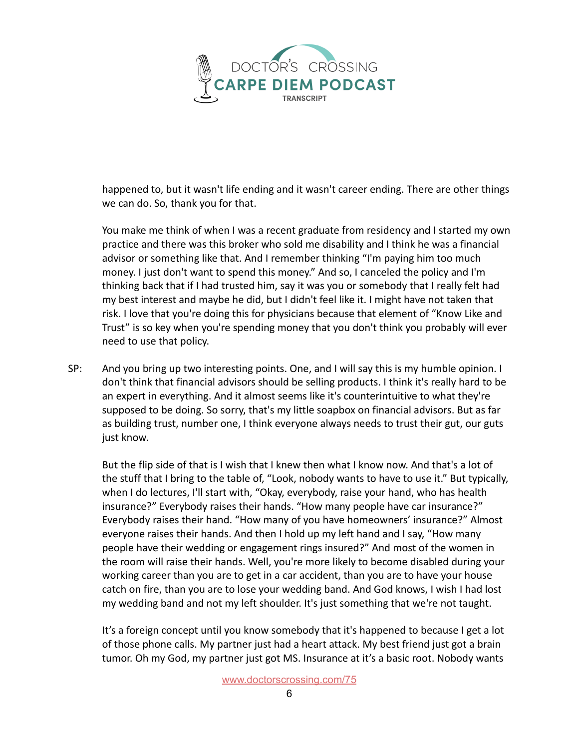happened to, but it wasn't life ending and it wasn't career ending. There are other things we can do. So, thank you for that.

You make me think of when I was a recent graduate from residency and I started my own practice and there was this broker who sold me disability and I think he was a financial advisor or something like that. And I remember thinking "I'm paying him too much money. I just don't want to spend this money." And so, I canceled the policy and I'm thinking back that if I had trusted him, say it was you or somebody that I really felt had my best interest and maybe he did, but I didn't feel like it. I might have not taken that risk. I love that you're doing this for physicians because that element of "Know Like and Trust" is so key when you're spending money that you don't think you probably will ever need to use that policy.

SP: And you bring up two interesting points. One, and I will say this is my humble opinion. I don't think that financial advisors should be selling products. I think it's really hard to be an expert in everything. And it almost seems like it's counterintuitive to what they're supposed to be doing. So sorry, that's my little soapbox on financial advisors. But as far as building trust, number one, I think everyone always needs to trust their gut, our guts just know.

But the flip side of that is I wish that I knew then what I know now. And that's a lot of the stuff that I bring to the table of, "Look, nobody wants to have to use it." But typically, when I do lectures, I'll start with, "Okay, everybody, raise your hand, who has health insurance?" Everybody raises their hands. "How many people have car insurance?" Everybody raises their hand. "How many of you have homeowners' insurance?" Almost everyone raises their hands. And then I hold up my left hand and I say, "How many people have their wedding or engagement rings insured?" And most of the women in the room will raise their hands. Well, you're more likely to become disabled during your working career than you are to get in a car accident, than you are to have your house catch on fire, than you are to lose your wedding band. And God knows, I wish I had lost my wedding band and not my left shoulder. It's just something that we're not taught.

It's a foreign concept until you know somebody that it's happened to because I get a lot of those phone calls. My partner just had a heart attack. My best friend just got a brain tumor. Oh my God, my partner just got MS. Insurance at it's a basic root. Nobody wants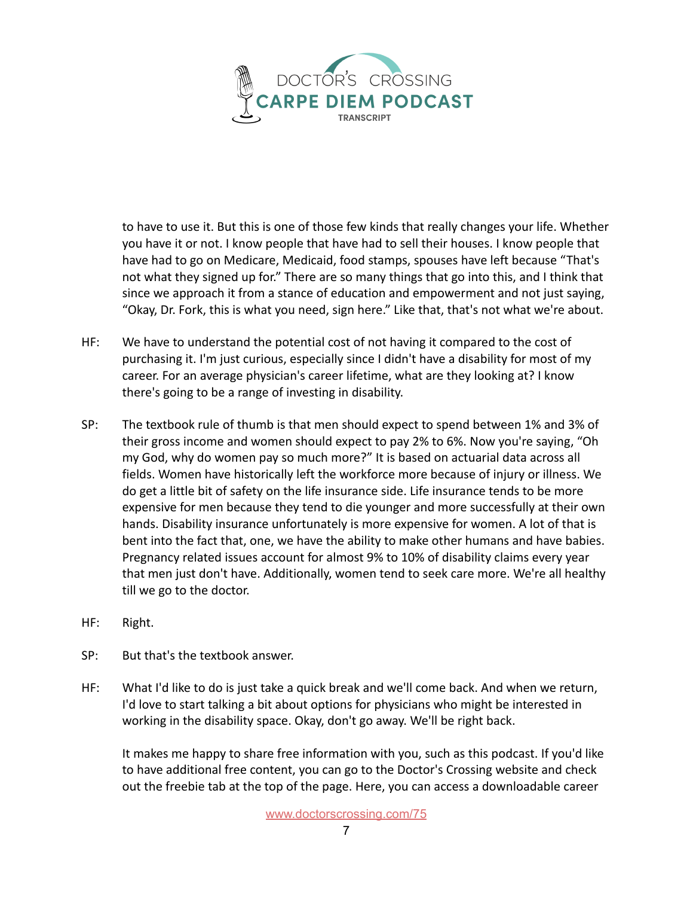to have to use it. But this is one of those few kinds that really changes your life. Whether you have it or not. I know people that have had to sell their houses. I know people that have had to go on Medicare, Medicaid, food stamps, spouses have left because "That's not what they signed up for." There are so many things that go into this, and I think that since we approach it from a stance of education and empowerment and not just saying, "Okay, Dr. Fork, this is what you need, sign here." Like that, that's not what we're about.

HF: We have to understand the potential cost of not having it compared to the cost of purchasing it. I'm just curious, especially since I didn't have a disability for most of my career. For an average physician's career lifetime, what are they looking at? I know there's going to be a range of investing in disability.

SP: The textbook rule of thumb is that men should expect to spend between 1% and 3% of their gross income and women should expect to pay 2% to 6%. Now you're saying, "Oh my God, why do women pay so much more?" It is based on actuarial data across all fields. Women have historically left the workforce more because of injury or illness. We do get a little bit of safety on the life insurance side. Life insurance tends to be more expensive for men because they tend to die younger and more successfully at their own hands. Disability insurance unfortunately is more expensive for women. A lot of that is bent into the fact that, one, we have the ability to make other humans and have babies. Pregnancy related issues account for almost 9% to 10% of disability claims every year that men just don't have. Additionally, women tend to seek care more. We're all healthy till we go to the doctor.

HF: Right.

SP: But that's the textbook answer.

HF: What I'd like to do is just take a quick break and we'll come back. And when we return, I'd love to start talking a bit about options for physicians who might be interested in working in the disability space. Okay, don't go away. We'll be right back.

It makes me happy to share free information with you, such as this podcast. If you'd like to have additional free content, you can go to the Doctor's Crossing website and check out the freebie tab at the top of the page. Here, you can access a downloadable career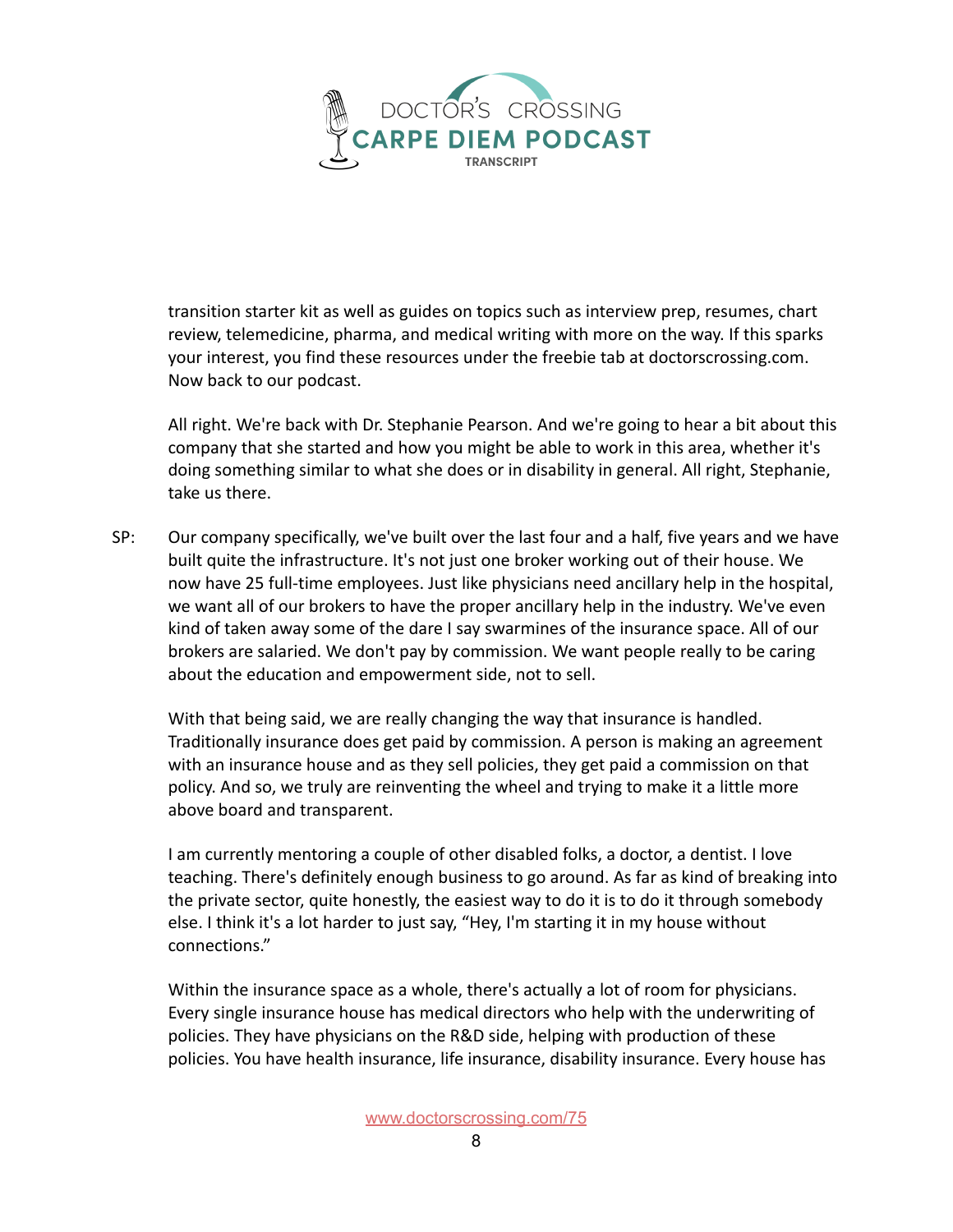transition starter kit as well as guides on topics such as interview prep, resumes, chart review, telemedicine, pharma, and medical writing with more on the way. If this sparks your interest, you find these resources under the freebie tab at doctorscrossing.com. Now back to our podcast.

All right. We're back with Dr. Stephanie Pearson. And we're going to hear a bit about this company that she started and how you might be able to work in this area, whether it's doing something similar to what she does or in disability in general. All right, Stephanie, take us there.

SP: Our company specifically, we've built over the last four and a half, five years and we have built quite the infrastructure. It's not just one broker working out of their house. We now have 25 full-time employees. Just like physicians need ancillary help in the hospital, we want all of our brokers to have the proper ancillary help in the industry. We've even kind of taken away some of the dare I say swarmines of the insurance space. All of our brokers are salaried. We don't pay by commission. We want people really to be caring about the education and empowerment side, not to sell.

With that being said, we are really changing the way that insurance is handled. Traditionally insurance does get paid by commission. A person is making an agreement with an insurance house and as they sell policies, they get paid a commission on that policy. And so, we truly are reinventing the wheel and trying to make it a little more above board and transparent.

I am currently mentoring a couple of other disabled folks, a doctor, a dentist. I love teaching. There's definitely enough business to go around. As far as kind of breaking into the private sector, quite honestly, the easiest way to do it is to do it through somebody else. I think it's a lot harder to just say, "Hey, I'm starting it in my house without connections."

Within the insurance space as a whole, there's actually a lot of room for physicians. Every single insurance house has medical directors who help with the underwriting of policies. They have physicians on the R&D side, helping with production of these policies. You have health insurance, life insurance, disability insurance. Every house has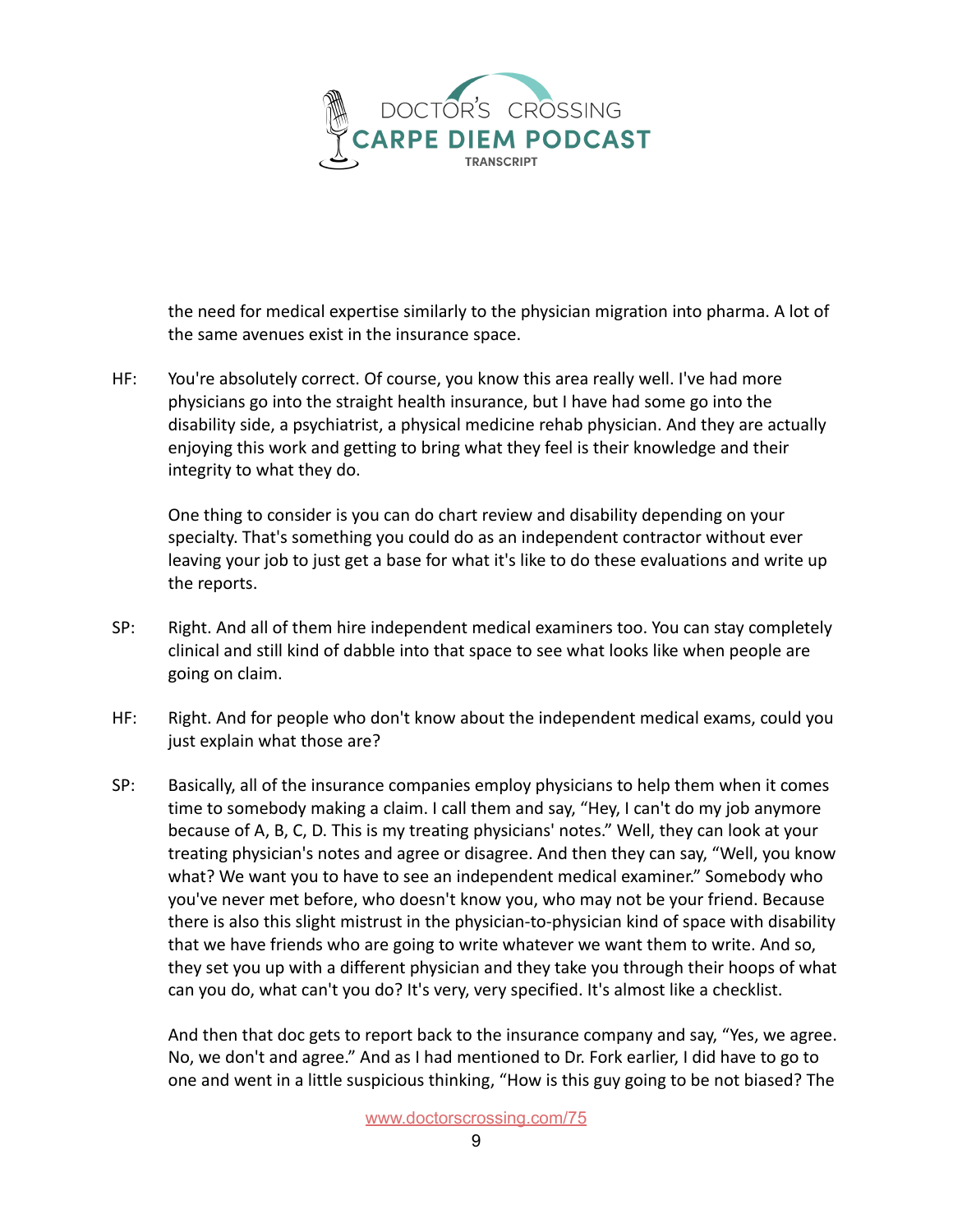the need for medical expertise similarly to the physician migration into pharma. A lot of the same avenues exist in the insurance space.

HF: You're absolutely correct. Of course, you know this area really well. I've had more physicians go into the straight health insurance, but I have had some go into the disability side, a psychiatrist, a physical medicine rehab physician. And they are actually enjoying this work and getting to bring what they feel is their knowledge and their integrity to what they do.

One thing to consider is you can do chart review and disability depending on your specialty. That's something you could do as an independent contractor without ever leaving your job to just get a base for what it's like to do these evaluations and write up the reports.

SP: Right. And all of them hire independent medical examiners too. You can stay completely clinical and still kind of dabble into that space to see what looks like when people are going on claim.

HF: Right. And for people who don't know about the independent medical exams, could you just explain what those are?

SP: Basically, all of the insurance companies employ physicians to help them when it comes time to somebody making a claim. I call them and say, "Hey, I can't do my job anymore because of A, B, C, D. This is my treating physicians' notes." Well, they can look at your treating physician's notes and agree or disagree. And then they can say, "Well, you know what? We want you to have to see an independent medical examiner." Somebody who you've never met before, who doesn't know you, who may not be your friend. Because there is also this slight mistrust in the physician-to-physician kind of space with disability that we have friends who are going to write whatever we want them to write. And so, they set you up with a different physician and they take you through their hoops of what can you do, what can't you do? It's very, very specified. It's almost like a checklist.

And then that doc gets to report back to the insurance company and say, "Yes, we agree. No, we don't and agree." And as I had mentioned to Dr. Fork earlier, I did have to go to one and went in a little suspicious thinking, "How is this guy going to be not biased? The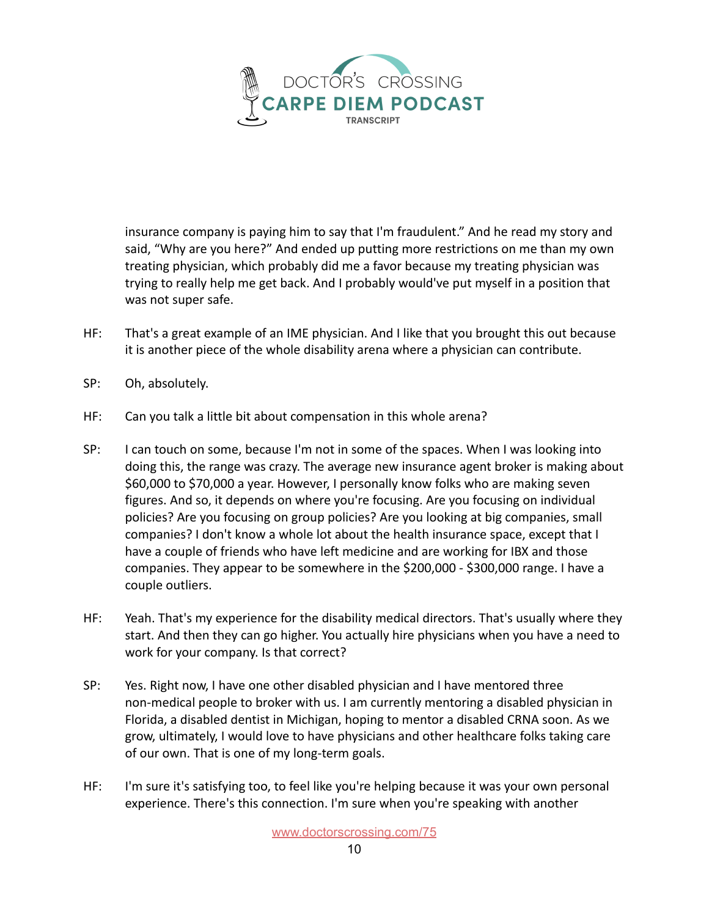insurance company is paying him to say that I'm fraudulent." And he read my story and said, "Why are you here?" And ended up putting more restrictions on me than my own treating physician, which probably did me a favor because my treating physician was trying to really help me get back. And I probably would've put myself in a position that was not super safe.

HF: That's a great example of an IME physician. And I like that you brought this out because it is another piece of the whole disability arena where a physician can contribute.

SP: Oh, absolutely.

HF: Can you talk a little bit about compensation in this whole arena?

SP: I can touch on some, because I'm not in some of the spaces. When I was looking into doing this, the range was crazy. The average new insurance agent broker is making about $60,000 to $70,000 a year. However, I personally know folks who are making seven figures. And so, it depends on where you're focusing. Are you focusing on individual policies? Are you focusing on group policies? Are you looking at big companies, small companies? I don't know a whole lot about the health insurance space, except that I have a couple of friends who have left medicine and are working for IBX and those companies. They appear to be somewhere in the $200,000 - $300,000 range. I have a couple outliers.

HF: Yeah. That's my experience for the disability medical directors. That's usually where they start. And then they can go higher. You actually hire physicians when you have a need to work for your company. Is that correct?

SP: Yes. Right now, I have one other disabled physician and I have mentored three non-medical people to broker with us. I am currently mentoring a disabled physician in Florida, a disabled dentist in Michigan, hoping to mentor a disabled CRNA soon. As we grow, ultimately, I would love to have physicians and other healthcare folks taking care of our own. That is one of my long-term goals.

HF: I'm sure it's satisfying too, to feel like you're helping because it was your own personal experience. There's this connection. I'm sure when you're speaking with another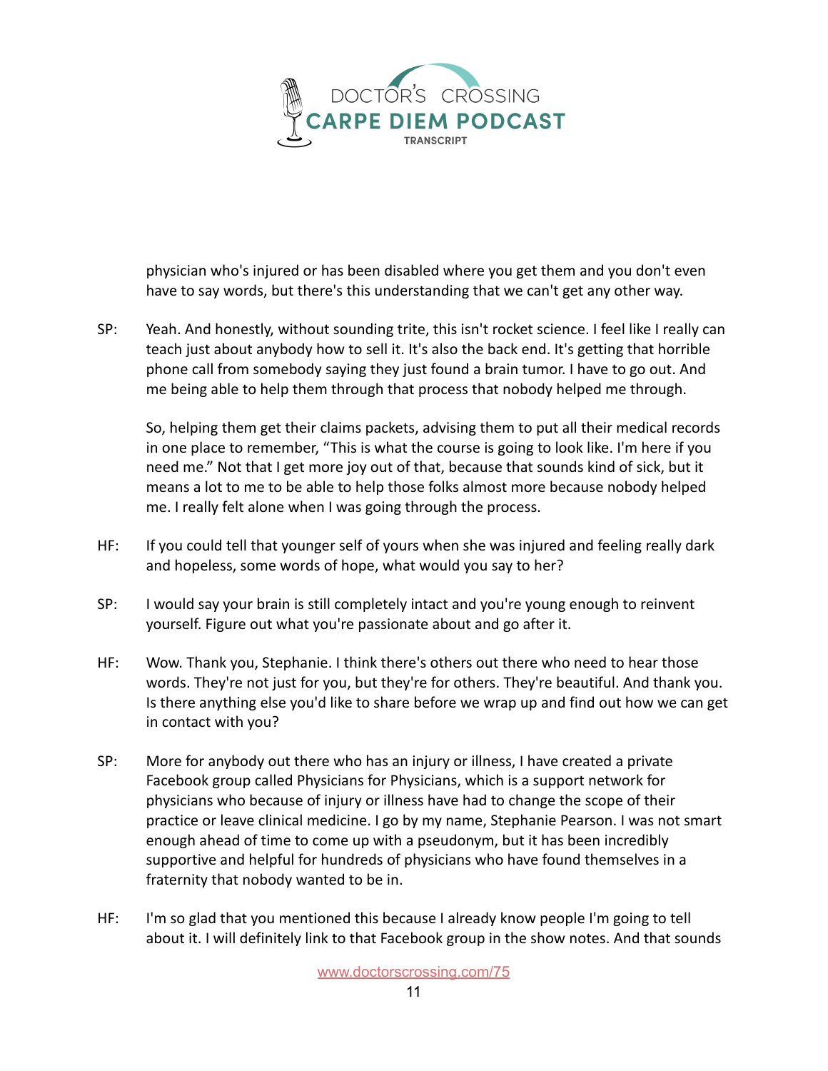physician who's injured or has been disabled where you get them and you don't even have to say words, but there's this understanding that we can't get any other way.

SP: Yeah. And honestly, without sounding trite, this isn't rocket science. I feel like I really can teach just about anybody how to sell it. It's also the back end. It's getting that horrible phone call from somebody saying they just found a brain tumor. I have to go out. And me being able to help them through that process that nobody helped me through.

So, helping them get their claims packets, advising them to put all their medical records in one place to remember, "This is what the course is going to look like. I'm here if you need me." Not that I get more joy out of that, because that sounds kind of sick, but it means a lot to me to be able to help those folks almost more because nobody helped me. I really felt alone when I was going through the process.

HF: If you could tell that younger self of yours when she was injured and feeling really dark and hopeless, some words of hope, what would you say to her?

SP: I would say your brain is still completely intact and you're young enough to reinvent yourself. Figure out what you're passionate about and go after it.

HF: Wow. Thank you, Stephanie. I think there's others out there who need to hear those words. They're not just for you, but they're for others. They're beautiful. And thank you. Is there anything else you'd like to share before we wrap up and find out how we can get in contact with you?

SP: More for anybody out there who has an injury or illness, I have created a private Facebook group called Physicians for Physicians, which is a support network for physicians who because of injury or illness have had to change the scope of their practice or leave clinical medicine. I go by my name, Stephanie Pearson. I was not smart enough ahead of time to come up with a pseudonym, but it has been incredibly supportive and helpful for hundreds of physicians who have found themselves in a fraternity that nobody wanted to be in.

HF: I'm so glad that you mentioned this because I already know people I'm going to tell about it. I will definitely link to that Facebook group in the show notes. And that sounds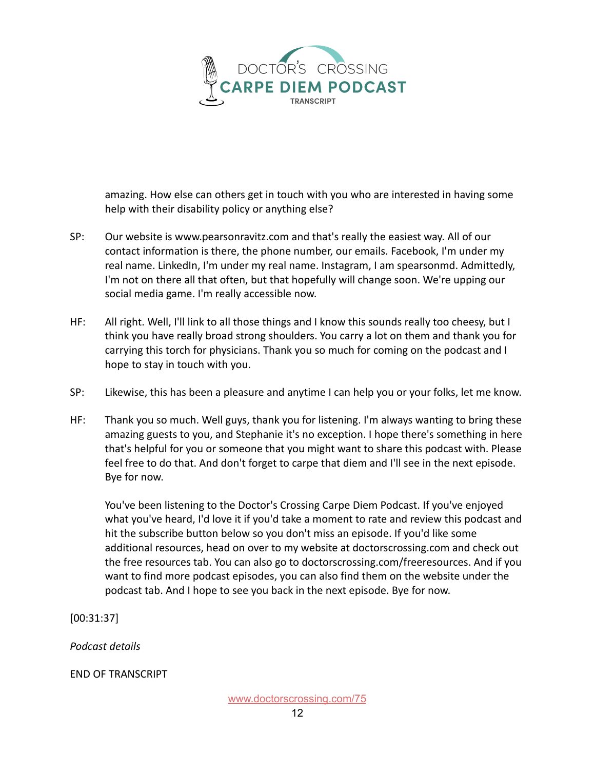amazing. How else can others get in touch with you who are interested in having some help with their disability policy or anything else?

SP: Our website is www.pearsonravitz.com and that's really the easiest way. All of our contact information is there, the phone number, our emails. Facebook, I'm under my real name. LinkedIn, I'm under my real name. Instagram, I am spearsonmd. Admittedly, I'm not on there all that often, but that hopefully will change soon. We're upping our social media game. I'm really accessible now.

HF: All right. Well, I'll link to all those things and I know this sounds really too cheesy, but I think you have really broad strong shoulders. You carry a lot on them and thank you for carrying this torch for physicians. Thank you so much for coming on the podcast and I hope to stay in touch with you.

SP: Likewise, this has been a pleasure and anytime I can help you or your folks, let me know.

HF: Thank you so much. Well guys, thank you for listening. I'm always wanting to bring these amazing guests to you, and Stephanie it's no exception. I hope there's something in here that's helpful for you or someone that you might want to share this podcast with. Please feel free to do that. And don't forget to carpe that diem and I'll see in the next episode. Bye for now.

You've been listening to the Doctor's Crossing Carpe Diem Podcast. If you've enjoyed what you've heard, I'd love it if you'd take a moment to rate and review this podcast and hit the subscribe button below so you don't miss an episode. If you'd like some additional resources, head on over to my website at doctorscrossing.com and check out the free resources tab. You can also go to doctorscrossing.com/freeresources. And if you want to find more podcast episodes, you can also find them on the website under the podcast tab. And I hope to see you back in the next episode. Bye for now.

[00:31:37]

*Podcast details*

END OF TRANSCRIPT